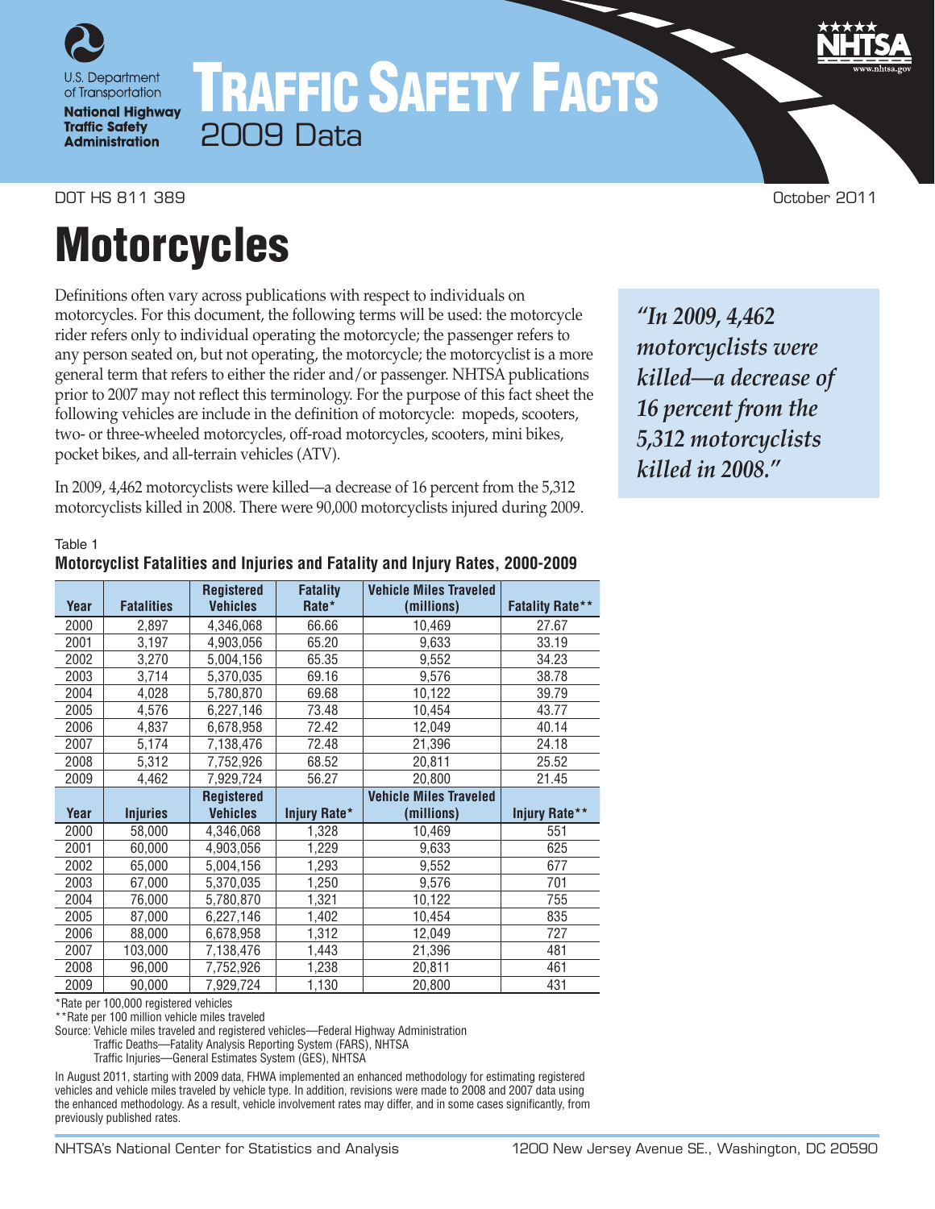U.S. Department of Transportation
National Highway Traffic Safety Administration

# TRAFFIC SAFETY FACTS
2009 Data

DOT HS 811 389 October 2011

# Motorcycles

Definitions often vary across publications with respect to individuals on motorcycles. For this document, the following terms will be used: the motorcycle rider refers only to individual operating the motorcycle; the passenger refers to any person seated on, but not operating, the motorcycle; the motorcyclist is a more general term that refers to either the rider and/or passenger. NHTSA publications prior to 2007 may not reflect this terminology. For the purpose of this fact sheet the following vehicles are include in the definition of motorcycle: mopeds, scooters, two- or three-wheeled motorcycles, off-road motorcycles, scooters, mini bikes, pocket bikes, and all-terrain vehicles (ATV).

In 2009, 4,462 motorcyclists were killed—a decrease of 16 percent from the 5,312 motorcyclists killed in 2008. There were 90,000 motorcyclists injured during 2009.

*"In 2009, 4,462 motorcyclists were killed—a decrease of 16 percent from the 5,312 motorcyclists killed in 2008."*

Table 1
**Motorcyclist Fatalities and Injuries and Fatality and Injury Rates, 2000-2009**

| Year | Fatalities | Registered Vehicles | Fatality Rate* | Vehicle Miles Traveled (millions) | Fatality Rate** |
|---|---|---|---|---|---|
| 2000 | 2,897 | 4,346,068 | 66.66 | 10,469 | 27.67 |
| 2001 | 3,197 | 4,903,056 | 65.20 | 9,633 | 33.19 |
| 2002 | 3,270 | 5,004,156 | 65.35 | 9,552 | 34.23 |
| 2003 | 3,714 | 5,370,035 | 69.16 | 9,576 | 38.78 |
| 2004 | 4,028 | 5,780,870 | 69.68 | 10,122 | 39.79 |
| 2005 | 4,576 | 6,227,146 | 73.48 | 10,454 | 43.77 |
| 2006 | 4,837 | 6,678,958 | 72.42 | 12,049 | 40.14 |
| 2007 | 5,174 | 7,138,476 | 72.48 | 21,396 | 24.18 |
| 2008 | 5,312 | 7,752,926 | 68.52 | 20,811 | 25.52 |
| 2009 | 4,462 | 7,929,724 | 56.27 | 20,800 | 21.45 |
| **Year** | **Injuries** | **Registered Vehicles** | **Injury Rate*** | **Vehicle Miles Traveled (millions)** | **Injury Rate**** |
| 2000 | 58,000 | 4,346,068 | 1,328 | 10,469 | 551 |
| 2001 | 60,000 | 4,903,056 | 1,229 | 9,633 | 625 |
| 2002 | 65,000 | 5,004,156 | 1,293 | 9,552 | 677 |
| 2003 | 67,000 | 5,370,035 | 1,250 | 9,576 | 701 |
| 2004 | 76,000 | 5,780,870 | 1,321 | 10,122 | 755 |
| 2005 | 87,000 | 6,227,146 | 1,402 | 10,454 | 835 |
| 2006 | 88,000 | 6,678,958 | 1,312 | 12,049 | 727 |
| 2007 | 103,000 | 7,138,476 | 1,443 | 21,396 | 481 |
| 2008 | 96,000 | 7,752,926 | 1,238 | 20,811 | 461 |
| 2009 | 90,000 | 7,929,724 | 1,130 | 20,800 | 431 |

*Rate per 100,000 registered vehicles
**Rate per 100 million vehicle miles traveled
Source: Vehicle miles traveled and registered vehicles—Federal Highway Administration
Traffic Deaths—Fatality Analysis Reporting System (FARS), NHTSA
Traffic Injuries—General Estimates System (GES), NHTSA

In August 2011, starting with 2009 data, FHWA implemented an enhanced methodology for estimating registered vehicles and vehicle miles traveled by vehicle type. In addition, revisions were made to 2008 and 2007 data using the enhanced methodology. As a result, vehicle involvement rates may differ, and in some cases significantly, from previously published rates.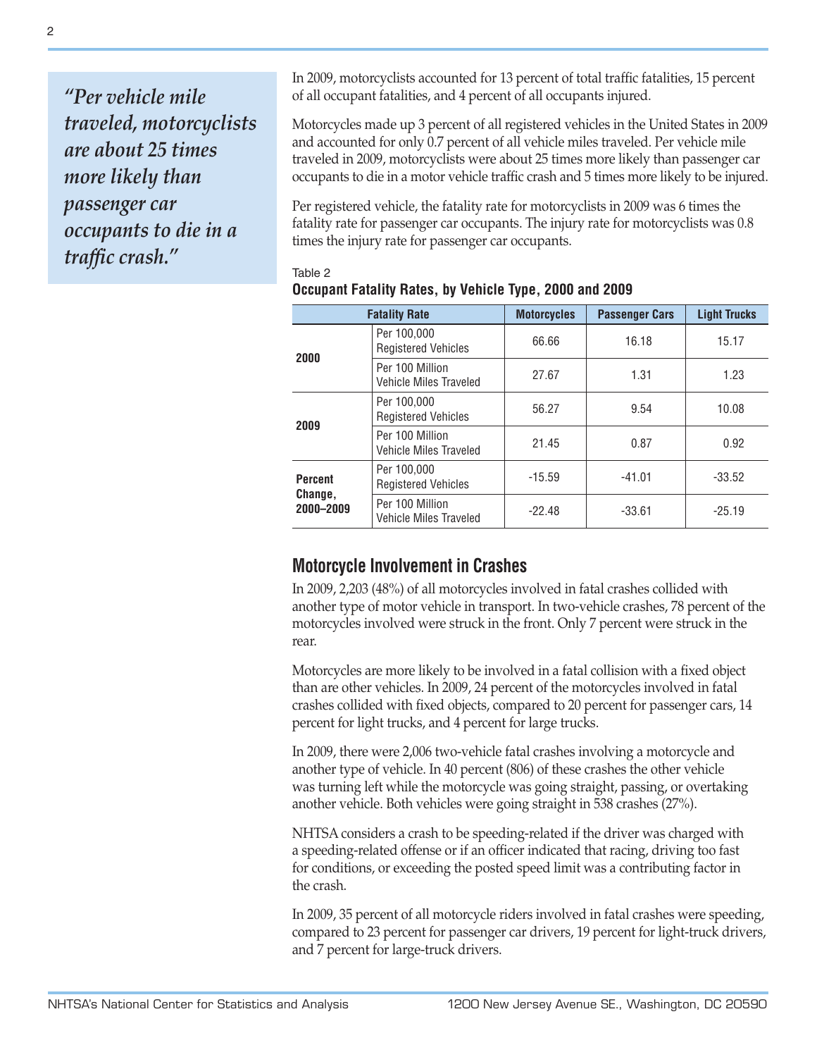*"Per vehicle mile traveled, motorcyclists are about 25 times more likely than passenger car occupants to die in a traffic crash."*

In 2009, motorcyclists accounted for 13 percent of total traffic fatalities, 15 percent of all occupant fatalities, and 4 percent of all occupants injured.

Motorcycles made up 3 percent of all registered vehicles in the United States in 2009 and accounted for only 0.7 percent of all vehicle miles traveled. Per vehicle mile traveled in 2009, motorcyclists were about 25 times more likely than passenger car occupants to die in a motor vehicle traffic crash and 5 times more likely to be injured.

Per registered vehicle, the fatality rate for motorcyclists in 2009 was 6 times the fatality rate for passenger car occupants. The injury rate for motorcyclists was 0.8 times the injury rate for passenger car occupants.

Table 2
**Occupant Fatality Rates, by Vehicle Type, 2000 and 2009**

| Fatality Rate | | Motorcycles | Passenger Cars | Light Trucks |
|---|---|---|---|---|
| **2000** | Per 100,000 Registered Vehicles | 66.66 | 16.18 | 15.17 |
| | Per 100 Million Vehicle Miles Traveled | 27.67 | 1.31 | 1.23 |
| **2009** | Per 100,000 Registered Vehicles | 56.27 | 9.54 | 10.08 |
| | Per 100 Million Vehicle Miles Traveled | 21.45 | 0.87 | 0.92 |
| **Percent Change, 2000–2009** | Per 100,000 Registered Vehicles | -15.59 | -41.01 | -33.52 |
| | Per 100 Million Vehicle Miles Traveled | -22.48 | -33.61 | -25.19 |

## Motorcycle Involvement in Crashes

In 2009, 2,203 (48%) of all motorcycles involved in fatal crashes collided with another type of motor vehicle in transport. In two-vehicle crashes, 78 percent of the motorcycles involved were struck in the front. Only 7 percent were struck in the rear.

Motorcycles are more likely to be involved in a fatal collision with a fixed object than are other vehicles. In 2009, 24 percent of the motorcycles involved in fatal crashes collided with fixed objects, compared to 20 percent for passenger cars, 14 percent for light trucks, and 4 percent for large trucks.

In 2009, there were 2,006 two-vehicle fatal crashes involving a motorcycle and another type of vehicle. In 40 percent (806) of these crashes the other vehicle was turning left while the motorcycle was going straight, passing, or overtaking another vehicle. Both vehicles were going straight in 538 crashes (27%).

NHTSA considers a crash to be speeding-related if the driver was charged with a speeding-related offense or if an officer indicated that racing, driving too fast for conditions, or exceeding the posted speed limit was a contributing factor in the crash.

In 2009, 35 percent of all motorcycle riders involved in fatal crashes were speeding, compared to 23 percent for passenger car drivers, 19 percent for light-truck drivers, and 7 percent for large-truck drivers.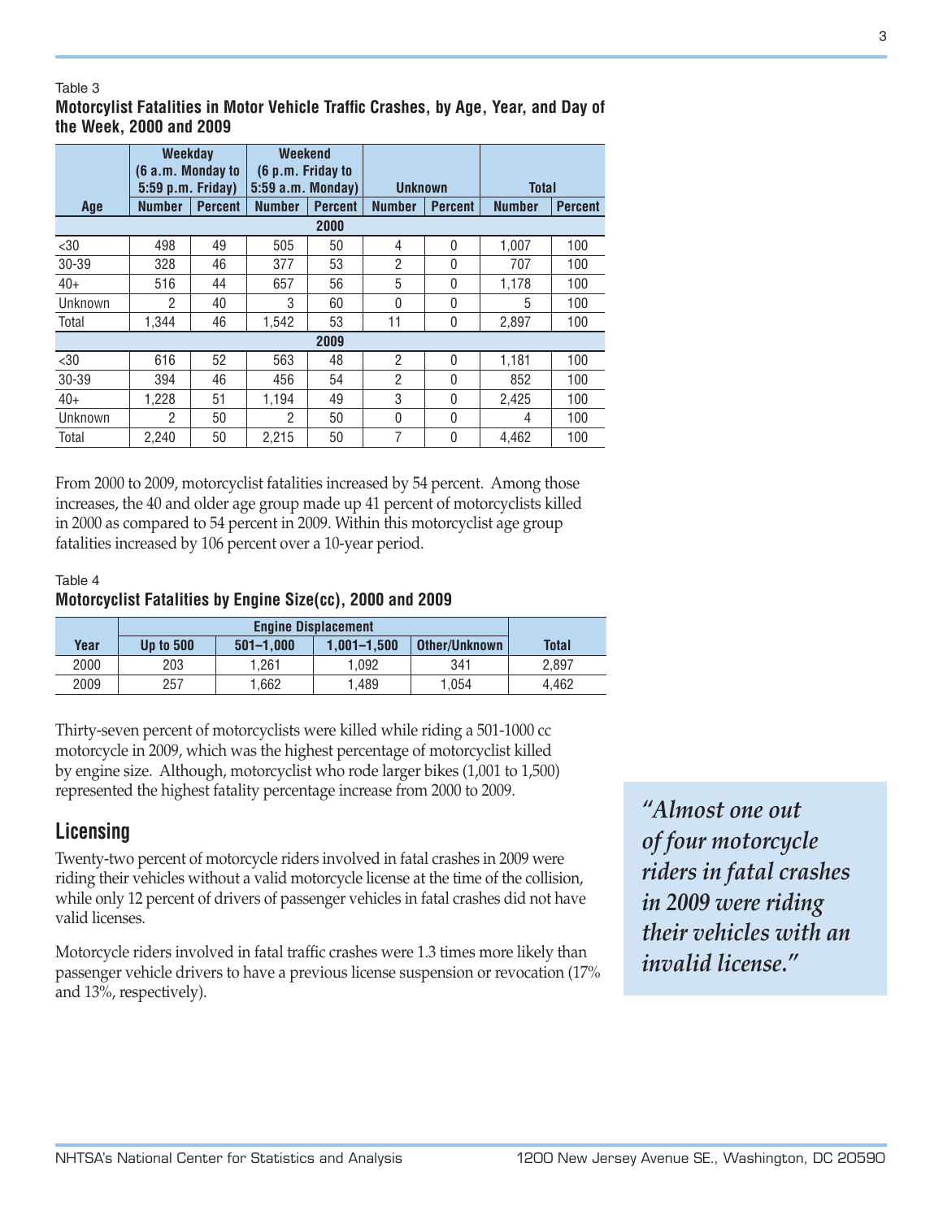Table 3

**Motorcyclist Fatalities in Motor Vehicle Traffic Crashes, by Age, Year, and Day of the Week, 2000 and 2009**

| Age | Weekday (6 a.m. Monday to 5:59 p.m. Friday) | | Weekend (6 p.m. Friday to 5:59 a.m. Monday) | | Unknown | | Total | |
|---|---|---|---|---|---|---|---|---|
| | Number | Percent | Number | Percent | Number | Percent | Number | Percent |
| **2000** | | | | | | | | |
| <30 | 498 | 49 | 505 | 50 | 4 | 0 | 1,007 | 100 |
| 30-39 | 328 | 46 | 377 | 53 | 2 | 0 | 707 | 100 |
| 40+ | 516 | 44 | 657 | 56 | 5 | 0 | 1,178 | 100 |
| Unknown | 2 | 40 | 3 | 60 | 0 | 0 | 5 | 100 |
| Total | 1,344 | 46 | 1,542 | 53 | 11 | 0 | 2,897 | 100 |
| **2009** | | | | | | | | |
| <30 | 616 | 52 | 563 | 48 | 2 | 0 | 1,181 | 100 |
| 30-39 | 394 | 46 | 456 | 54 | 2 | 0 | 852 | 100 |
| 40+ | 1,228 | 51 | 1,194 | 49 | 3 | 0 | 2,425 | 100 |
| Unknown | 2 | 50 | 2 | 50 | 0 | 0 | 4 | 100 |
| Total | 2,240 | 50 | 2,215 | 50 | 7 | 0 | 4,462 | 100 |

From 2000 to 2009, motorcyclist fatalities increased by 54 percent. Among those increases, the 40 and older age group made up 41 percent of motorcyclists killed in 2000 as compared to 54 percent in 2009. Within this motorcyclist age group fatalities increased by 106 percent over a 10-year period.

Table 4

**Motorcyclist Fatalities by Engine Size(cc), 2000 and 2009**

| Year | Engine Displacement | | | | Total |
|---|---|---|---|---|---|
| | Up to 500 | 501–1,000 | 1,001–1,500 | Other/Unknown | |
| 2000 | 203 | 1,261 | 1,092 | 341 | 2,897 |
| 2009 | 257 | 1,662 | 1,489 | 1,054 | 4,462 |

Thirty-seven percent of motorcyclists were killed while riding a 501-1000 cc motorcycle in 2009, which was the highest percentage of motorcyclist killed by engine size. Although, motorcyclist who rode larger bikes (1,001 to 1,500) represented the highest fatality percentage increase from 2000 to 2009.

## Licensing

Twenty-two percent of motorcycle riders involved in fatal crashes in 2009 were riding their vehicles without a valid motorcycle license at the time of the collision, while only 12 percent of drivers of passenger vehicles in fatal crashes did not have valid licenses.

Motorcycle riders involved in fatal traffic crashes were 1.3 times more likely than passenger vehicle drivers to have a previous license suspension or revocation (17% and 13%, respectively).

*"Almost one out of four motorcycle riders in fatal crashes in 2009 were riding their vehicles with an invalid license."*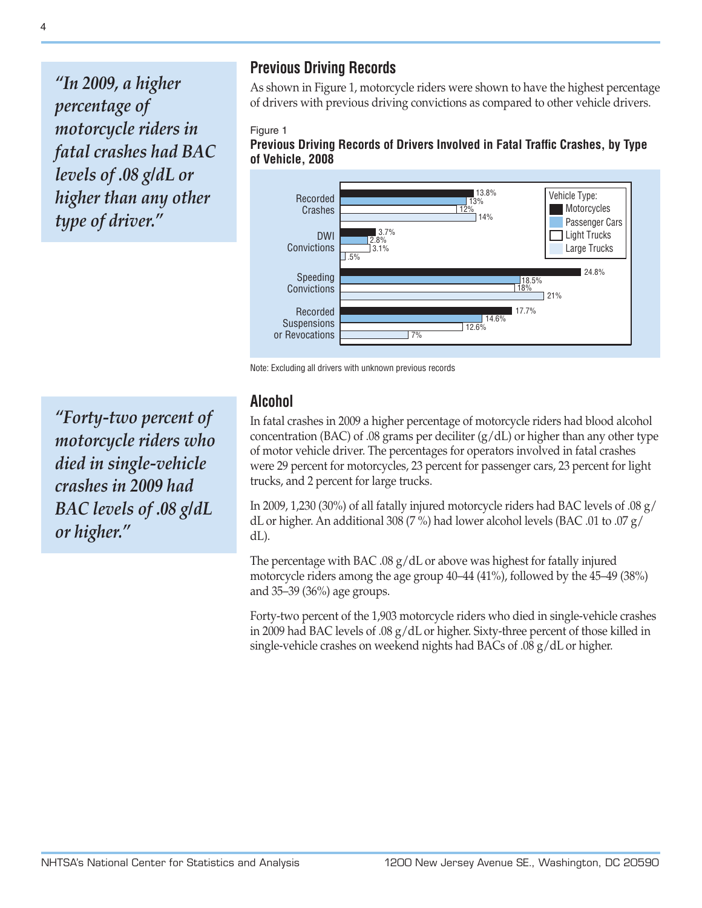> *"In 2009, a higher percentage of motorcycle riders in fatal crashes had BAC levels of .08 g/dL or higher than any other type of driver."*

## Previous Driving Records

As shown in Figure 1, motorcycle riders were shown to have the highest percentage of drivers with previous driving convictions as compared to other vehicle drivers.

Figure 1

**Previous Driving Records of Drivers Involved in Fatal Traffic Crashes, by Type of Vehicle, 2008**

| | Motorcycles | Passenger Cars | Light Trucks | Large Trucks |
|---|---|---|---|---|
| Recorded Crashes | 13.8% | 13% | 12% | 14% |
| DWI Convictions | 3.7% | 2.8% | 3.1% | .5% |
| Speeding Convictions | 24.8% | 18.5% | 18% | 21% |
| Recorded Suspensions or Revocations | 17.7% | 14.6% | 12.6% | 7% |

Note: Excluding all drivers with unknown previous records

> *"Forty-two percent of motorcycle riders who died in single-vehicle crashes in 2009 had BAC levels of .08 g/dL or higher."*

## Alcohol

In fatal crashes in 2009 a higher percentage of motorcycle riders had blood alcohol concentration (BAC) of .08 grams per deciliter (g/dL) or higher than any other type of motor vehicle driver. The percentages for operators involved in fatal crashes were 29 percent for motorcycles, 23 percent for passenger cars, 23 percent for light trucks, and 2 percent for large trucks.

In 2009, 1,230 (30%) of all fatally injured motorcycle riders had BAC levels of .08 g/dL or higher. An additional 308 (7 %) had lower alcohol levels (BAC .01 to .07 g/dL).

The percentage with BAC .08 g/dL or above was highest for fatally injured motorcycle riders among the age group 40–44 (41%), followed by the 45–49 (38%) and 35–39 (36%) age groups.

Forty-two percent of the 1,903 motorcycle riders who died in single-vehicle crashes in 2009 had BAC levels of .08 g/dL or higher. Sixty-three percent of those killed in single-vehicle crashes on weekend nights had BACs of .08 g/dL or higher.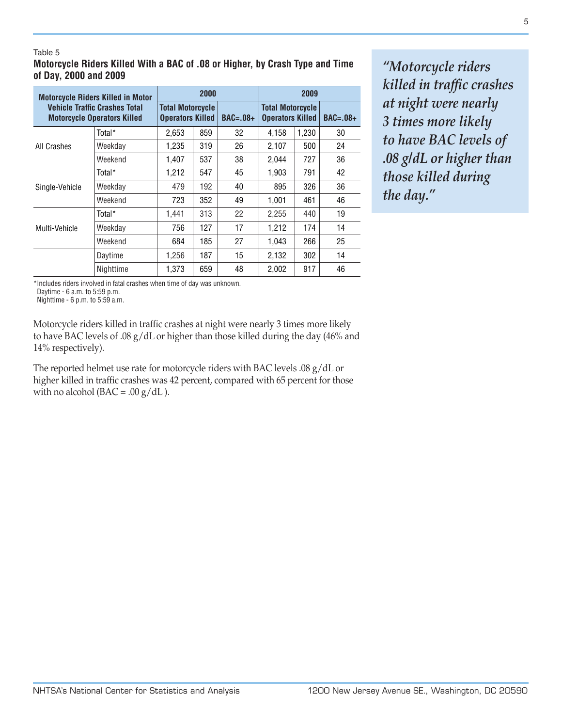Table 5

**Motorcycle Riders Killed With a BAC of .08 or Higher, by Crash Type and Time of Day, 2000 and 2009**

| Motorcycle Riders Killed in Motor Vehicle Traffic Crashes Total Motorcycle Operators Killed | | 2000 | | | 2009 | | |
|---|---|---|---|---|---|---|---|
| | | Total Motorcycle Operators Killed | | BAC=.08+ | Total Motorcycle Operators Killed | | BAC=.08+ |
| All Crashes | Total* | 2,653 | 859 | 32 | 4,158 | 1,230 | 30 |
| | Weekday | 1,235 | 319 | 26 | 2,107 | 500 | 24 |
| | Weekend | 1,407 | 537 | 38 | 2,044 | 727 | 36 |
| Single-Vehicle | Total* | 1,212 | 547 | 45 | 1,903 | 791 | 42 |
| | Weekday | 479 | 192 | 40 | 895 | 326 | 36 |
| | Weekend | 723 | 352 | 49 | 1,001 | 461 | 46 |
| Multi-Vehicle | Total* | 1,441 | 313 | 22 | 2,255 | 440 | 19 |
| | Weekday | 756 | 127 | 17 | 1,212 | 174 | 14 |
| | Weekend | 684 | 185 | 27 | 1,043 | 266 | 25 |
| | Daytime | 1,256 | 187 | 15 | 2,132 | 302 | 14 |
| | Nighttime | 1,373 | 659 | 48 | 2,002 | 917 | 46 |

*Includes riders involved in fatal crashes when time of day was unknown.
Daytime - 6 a.m. to 5:59 p.m.
Nighttime - 6 p.m. to 5:59 a.m.

*"Motorcycle riders killed in traffic crashes at night were nearly 3 times more likely to have BAC levels of .08 g/dL or higher than those killed during the day."*

Motorcycle riders killed in traffic crashes at night were nearly 3 times more likely to have BAC levels of .08 g/dL or higher than those killed during the day (46% and 14% respectively).

The reported helmet use rate for motorcycle riders with BAC levels .08 g/dL or higher killed in traffic crashes was 42 percent, compared with 65 percent for those with no alcohol (BAC = .00 g/dL ).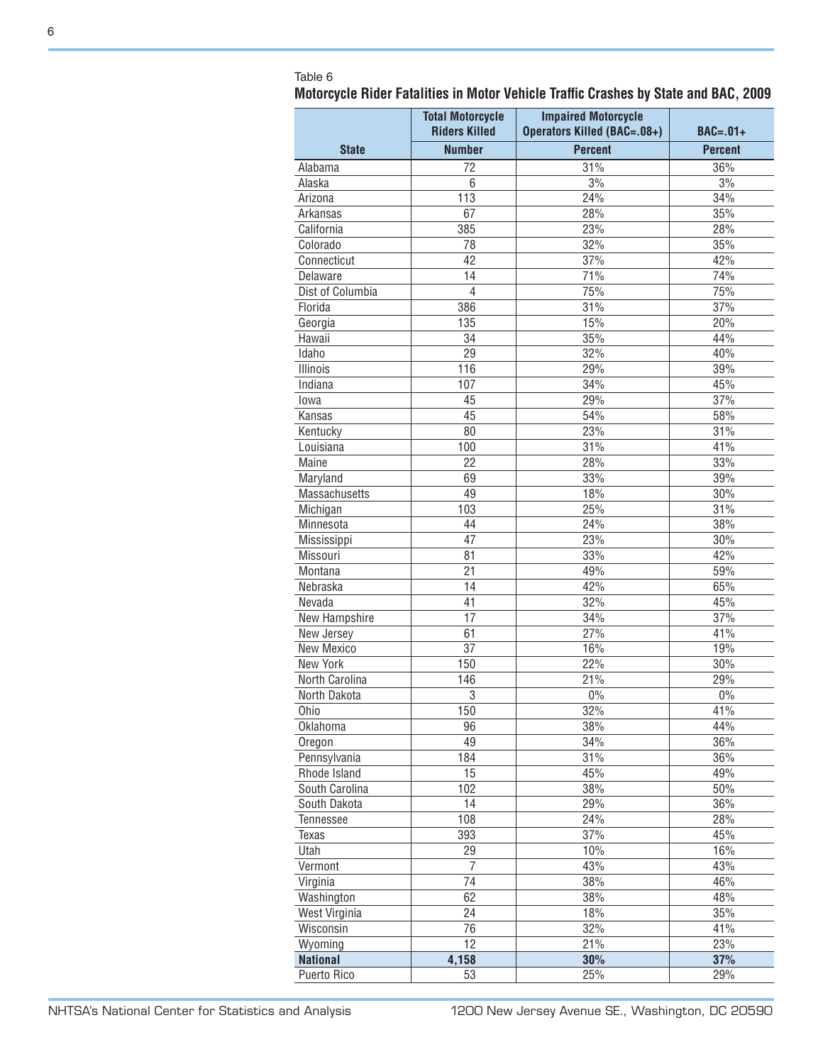Table 6

**Motorcycle Rider Fatalities in Motor Vehicle Traffic Crashes by State and BAC, 2009**

| | Total Motorcycle Riders Killed | Impaired Motorcycle Operators Killed (BAC=.08+) | BAC=.01+ |
|---|---|---|---|
| **State** | **Number** | **Percent** | **Percent** |
| Alabama | 72 | 31% | 36% |
| Alaska | 6 | 3% | 3% |
| Arizona | 113 | 24% | 34% |
| Arkansas | 67 | 28% | 35% |
| California | 385 | 23% | 28% |
| Colorado | 78 | 32% | 35% |
| Connecticut | 42 | 37% | 42% |
| Delaware | 14 | 71% | 74% |
| Dist of Columbia | 4 | 75% | 75% |
| Florida | 386 | 31% | 37% |
| Georgia | 135 | 15% | 20% |
| Hawaii | 34 | 35% | 44% |
| Idaho | 29 | 32% | 40% |
| Illinois | 116 | 29% | 39% |
| Indiana | 107 | 34% | 45% |
| Iowa | 45 | 29% | 37% |
| Kansas | 45 | 54% | 58% |
| Kentucky | 80 | 23% | 31% |
| Louisiana | 100 | 31% | 41% |
| Maine | 22 | 28% | 33% |
| Maryland | 69 | 33% | 39% |
| Massachusetts | 49 | 18% | 30% |
| Michigan | 103 | 25% | 31% |
| Minnesota | 44 | 24% | 38% |
| Mississippi | 47 | 23% | 30% |
| Missouri | 81 | 33% | 42% |
| Montana | 21 | 49% | 59% |
| Nebraska | 14 | 42% | 65% |
| Nevada | 41 | 32% | 45% |
| New Hampshire | 17 | 34% | 37% |
| New Jersey | 61 | 27% | 41% |
| New Mexico | 37 | 16% | 19% |
| New York | 150 | 22% | 30% |
| North Carolina | 146 | 21% | 29% |
| North Dakota | 3 | 0% | 0% |
| Ohio | 150 | 32% | 41% |
| Oklahoma | 96 | 38% | 44% |
| Oregon | 49 | 34% | 36% |
| Pennsylvania | 184 | 31% | 36% |
| Rhode Island | 15 | 45% | 49% |
| South Carolina | 102 | 38% | 50% |
| South Dakota | 14 | 29% | 36% |
| Tennessee | 108 | 24% | 28% |
| Texas | 393 | 37% | 45% |
| Utah | 29 | 10% | 16% |
| Vermont | 7 | 43% | 43% |
| Virginia | 74 | 38% | 46% |
| Washington | 62 | 38% | 48% |
| West Virginia | 24 | 18% | 35% |
| Wisconsin | 76 | 32% | 41% |
| Wyoming | 12 | 21% | 23% |
| **National** | **4,158** | **30%** | **37%** |
| Puerto Rico | 53 | 25% | 29% |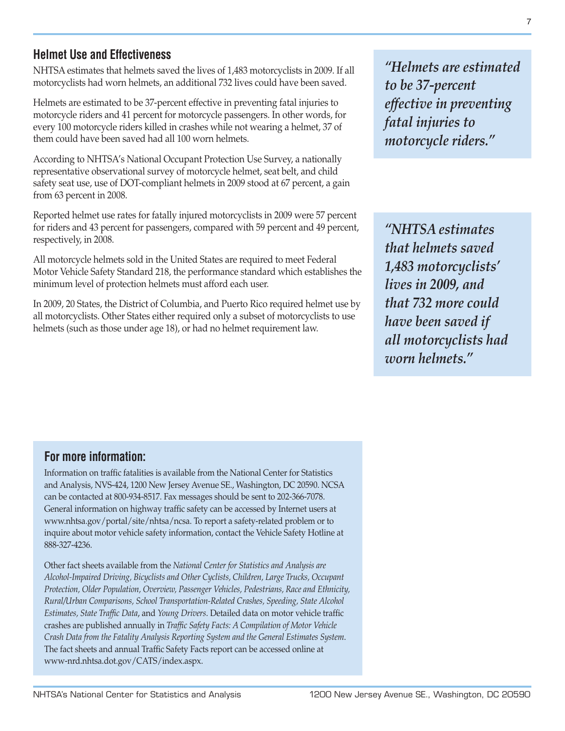## Helmet Use and Effectiveness

NHTSA estimates that helmets saved the lives of 1,483 motorcyclists in 2009. If all motorcyclists had worn helmets, an additional 732 lives could have been saved.

Helmets are estimated to be 37-percent effective in preventing fatal injuries to motorcycle riders and 41 percent for motorcycle passengers. In other words, for every 100 motorcycle riders killed in crashes while not wearing a helmet, 37 of them could have been saved had all 100 worn helmets.

According to NHTSA's National Occupant Protection Use Survey, a nationally representative observational survey of motorcycle helmet, seat belt, and child safety seat use, use of DOT-compliant helmets in 2009 stood at 67 percent, a gain from 63 percent in 2008.

Reported helmet use rates for fatally injured motorcyclists in 2009 were 57 percent for riders and 43 percent for passengers, compared with 59 percent and 49 percent, respectively, in 2008.

All motorcycle helmets sold in the United States are required to meet Federal Motor Vehicle Safety Standard 218, the performance standard which establishes the minimum level of protection helmets must afford each user.

In 2009, 20 States, the District of Columbia, and Puerto Rico required helmet use by all motorcyclists. Other States either required only a subset of motorcyclists to use helmets (such as those under age 18), or had no helmet requirement law.

> ***"Helmets are estimated to be 37-percent effective in preventing fatal injuries to motorcycle riders."***

> ***"NHTSA estimates that helmets saved 1,483 motorcyclists' lives in 2009, and that 732 more could have been saved if all motorcyclists had worn helmets."***

### For more information:

Information on traffic fatalities is available from the National Center for Statistics and Analysis, NVS-424, 1200 New Jersey Avenue SE., Washington, DC 20590. NCSA can be contacted at 800-934-8517. Fax messages should be sent to 202-366-7078. General information on highway traffic safety can be accessed by Internet users at www.nhtsa.gov/portal/site/nhtsa/ncsa. To report a safety-related problem or to inquire about motor vehicle safety information, contact the Vehicle Safety Hotline at 888-327-4236.

Other fact sheets available from the *National Center for Statistics and Analysis are Alcohol-Impaired Driving*, *Bicyclists and Other Cyclists, Children, Large Trucks, Occupant Protection, Older Population, Overview, Passenger Vehicles, Pedestrians, Race and Ethnicity, Rural/Urban Comparisons, School Transportation-Related Crashes, Speeding, State Alcohol Estimates, State Traffic Data*, and *Young Drivers*. Detailed data on motor vehicle traffic crashes are published annually in *Traffic Safety Facts: A Compilation of Motor Vehicle Crash Data from the Fatality Analysis Reporting System and the General Estimates System*. The fact sheets and annual Traffic Safety Facts report can be accessed online at www-nrd.nhtsa.dot.gov/CATS/index.aspx.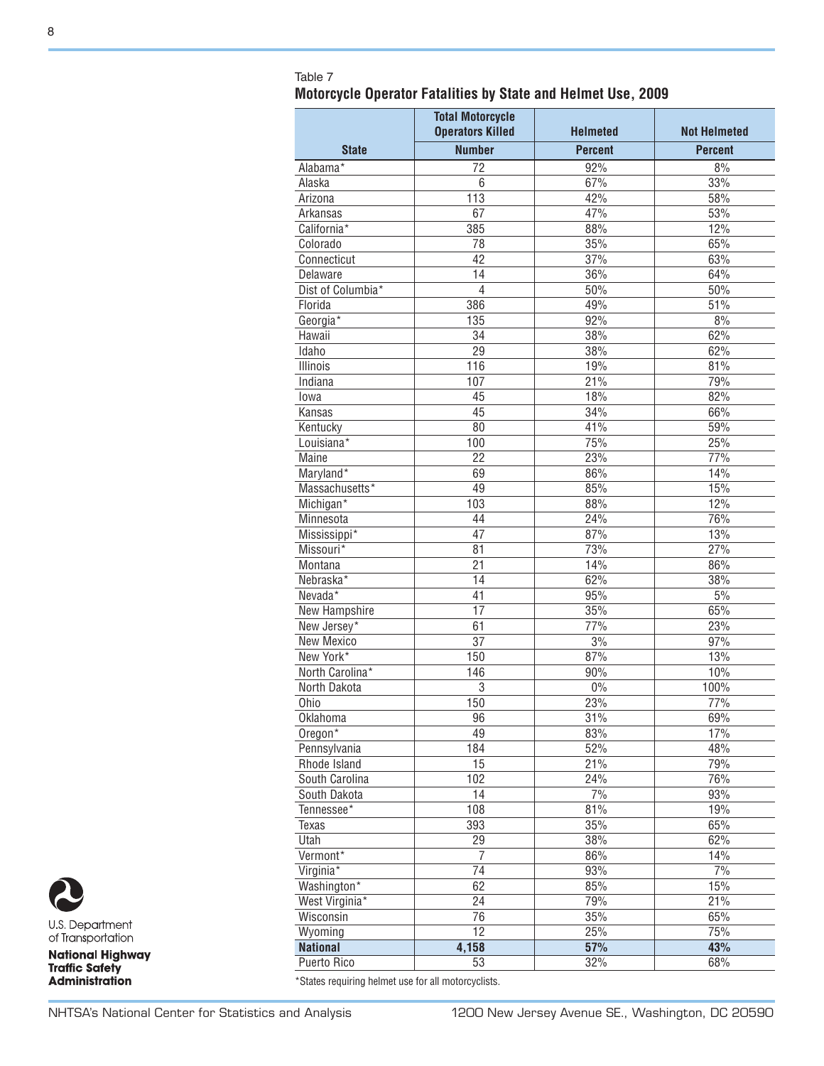Table 7

**Motorcycle Operator Fatalities by State and Helmet Use, 2009**

| State | Total Motorcycle Operators Killed | Helmeted | Not Helmeted |
|---|---|---|---|
| | Number | Percent | Percent |
| Alabama* | 72 | 92% | 8% |
| Alaska | 6 | 67% | 33% |
| Arizona | 113 | 42% | 58% |
| Arkansas | 67 | 47% | 53% |
| California* | 385 | 88% | 12% |
| Colorado | 78 | 35% | 65% |
| Connecticut | 42 | 37% | 63% |
| Delaware | 14 | 36% | 64% |
| Dist of Columbia* | 4 | 50% | 50% |
| Florida | 386 | 49% | 51% |
| Georgia* | 135 | 92% | 8% |
| Hawaii | 34 | 38% | 62% |
| Idaho | 29 | 38% | 62% |
| Illinois | 116 | 19% | 81% |
| Indiana | 107 | 21% | 79% |
| Iowa | 45 | 18% | 82% |
| Kansas | 45 | 34% | 66% |
| Kentucky | 80 | 41% | 59% |
| Louisiana* | 100 | 75% | 25% |
| Maine | 22 | 23% | 77% |
| Maryland* | 69 | 86% | 14% |
| Massachusetts* | 49 | 85% | 15% |
| Michigan* | 103 | 88% | 12% |
| Minnesota | 44 | 24% | 76% |
| Mississippi* | 47 | 87% | 13% |
| Missouri* | 81 | 73% | 27% |
| Montana | 21 | 14% | 86% |
| Nebraska* | 14 | 62% | 38% |
| Nevada* | 41 | 95% | 5% |
| New Hampshire | 17 | 35% | 65% |
| New Jersey* | 61 | 77% | 23% |
| New Mexico | 37 | 3% | 97% |
| New York* | 150 | 87% | 13% |
| North Carolina* | 146 | 90% | 10% |
| North Dakota | 3 | 0% | 100% |
| Ohio | 150 | 23% | 77% |
| Oklahoma | 96 | 31% | 69% |
| Oregon* | 49 | 83% | 17% |
| Pennsylvania | 184 | 52% | 48% |
| Rhode Island | 15 | 21% | 79% |
| South Carolina | 102 | 24% | 76% |
| South Dakota | 14 | 7% | 93% |
| Tennessee* | 108 | 81% | 19% |
| Texas | 393 | 35% | 65% |
| Utah | 29 | 38% | 62% |
| Vermont* | 7 | 86% | 14% |
| Virginia* | 74 | 93% | 7% |
| Washington* | 62 | 85% | 15% |
| West Virginia* | 24 | 79% | 21% |
| Wisconsin | 76 | 35% | 65% |
| Wyoming | 12 | 25% | 75% |
| **National** | **4,158** | **57%** | **43%** |
| Puerto Rico | 53 | 32% | 68% |

*States requiring helmet use for all motorcyclists.

U.S. Department of Transportation

**National Highway Traffic Safety Administration**

NHTSA's National Center for Statistics and Analysis 1200 New Jersey Avenue SE., Washington, DC 20590